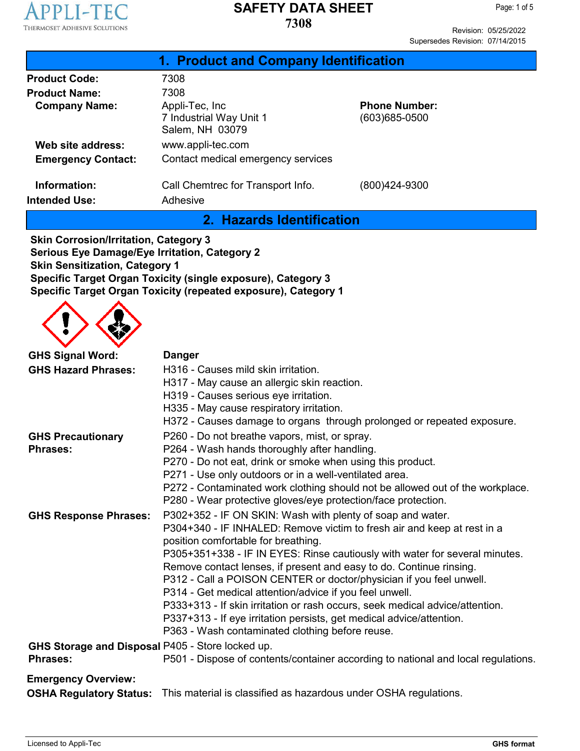# SAFETY DATA SHEET

## 7308

Revision: 05/25/2022
Supersedes Revision: 07/14/2015

## 1. Product and Company Identification

| | | | |
|---|---|---|---|
| **Product Code:** | 7308 | | |
| **Product Name:** | 7308 | | |
| **Company Name:** | Appli-Tec, Inc<br>7 Industrial Way Unit 1<br>Salem, NH 03079 | **Phone Number:** | (603)685-0500 |
| **Web site address:** | www.appli-tec.com | | |
| **Emergency Contact:** | Contact medical emergency services | | |
| **Information:** | Call Chemtrec for Transport Info. | | (800)424-9300 |
| **Intended Use:** | Adhesive | | |

## 2. Hazards Identification

**Skin Corrosion/Irritation, Category 3**
**Serious Eye Damage/Eye Irritation, Category 2**
**Skin Sensitization, Category 1**
**Specific Target Organ Toxicity (single exposure), Category 3**
**Specific Target Organ Toxicity (repeated exposure), Category 1**

**GHS Signal Word:** **Danger**

**GHS Hazard Phrases:**
H316 - Causes mild skin irritation.
H317 - May cause an allergic skin reaction.
H319 - Causes serious eye irritation.
H335 - May cause respiratory irritation.
H372 - Causes damage to organs through prolonged or repeated exposure.

**GHS Precautionary Phrases:**
P260 - Do not breathe vapors, mist, or spray.
P264 - Wash hands thoroughly after handling.
P270 - Do not eat, drink or smoke when using this product.
P271 - Use only outdoors or in a well-ventilated area.
P272 - Contaminated work clothing should not be allowed out of the workplace.
P280 - Wear protective gloves/eye protection/face protection.

**GHS Response Phrases:**
P302+352 - IF ON SKIN: Wash with plenty of soap and water.
P304+340 - IF INHALED: Remove victim to fresh air and keep at rest in a position comfortable for breathing.
P305+351+338 - IF IN EYES: Rinse cautiously with water for several minutes. Remove contact lenses, if present and easy to do. Continue rinsing.
P312 - Call a POISON CENTER or doctor/physician if you feel unwell.
P314 - Get medical attention/advice if you feel unwell.
P333+313 - If skin irritation or rash occurs, seek medical advice/attention.
P337+313 - If eye irritation persists, get medical advice/attention.
P363 - Wash contaminated clothing before reuse.

**GHS Storage and Disposal Phrases:**
P405 - Store locked up.
P501 - Dispose of contents/container according to national and local regulations.

**Emergency Overview:**

**OSHA Regulatory Status:** This material is classified as hazardous under OSHA regulations.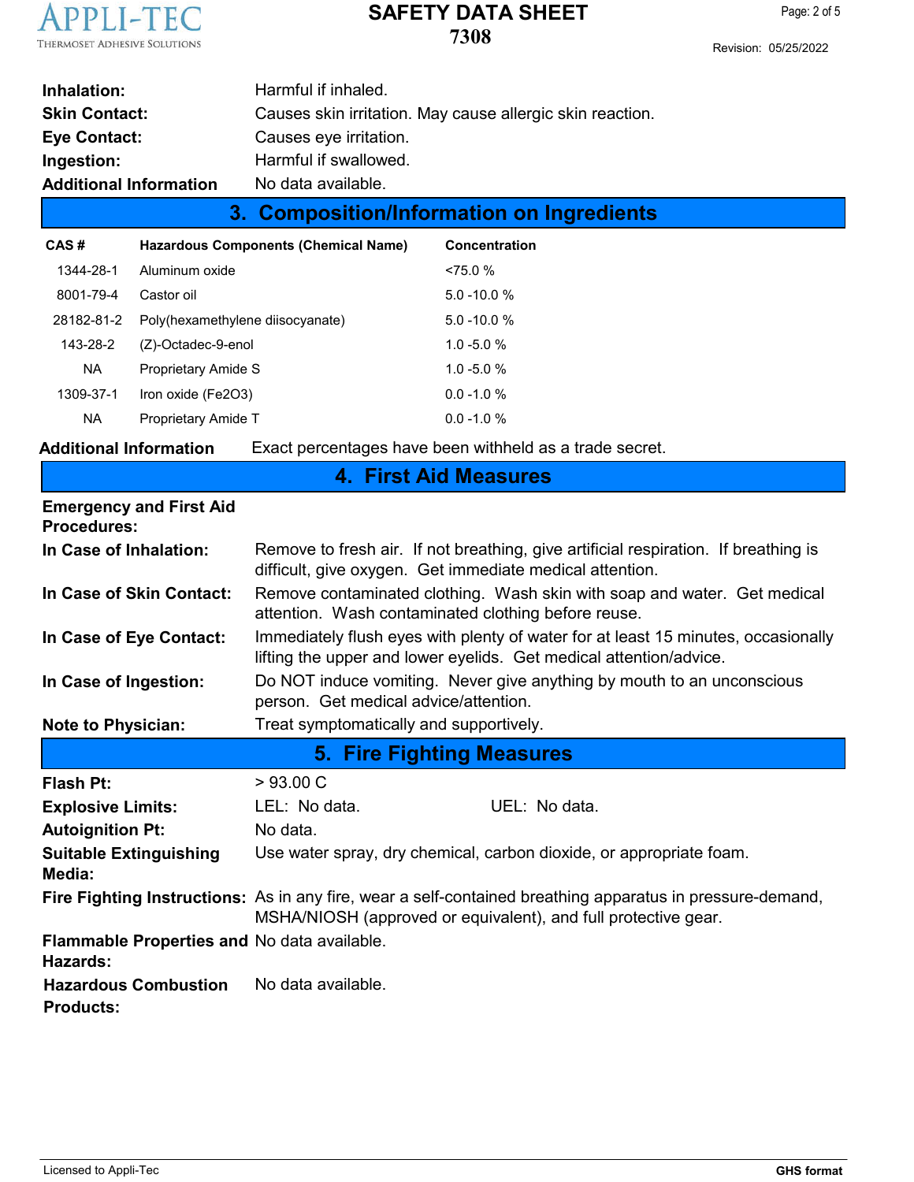**Inhalation:** Harmful if inhaled.

**Skin Contact:** Causes skin irritation. May cause allergic skin reaction.

**Eye Contact:** Causes eye irritation.

**Ingestion:** Harmful if swallowed.

**Additional Information** No data available.

## 3. Composition/Information on Ingredients

| CAS # | Hazardous Components (Chemical Name) | Concentration |
|---|---|---|
| 1344-28-1 | Aluminum oxide | <75.0 % |
| 8001-79-4 | Castor oil | 5.0 -10.0 % |
| 28182-81-2 | Poly(hexamethylene diisocyanate) | 5.0 -10.0 % |
| 143-28-2 | (Z)-Octadec-9-enol | 1.0 -5.0 % |
| NA | Proprietary Amide S | 1.0 -5.0 % |
| 1309-37-1 | Iron oxide ($Fe_2O_3$) | 0.0 -1.0 % |
| NA | Proprietary Amide T | 0.0 -1.0 % |

**Additional Information** Exact percentages have been withheld as a trade secret.

## 4. First Aid Measures

**Emergency and First Aid Procedures:**

**In Case of Inhalation:** Remove to fresh air. If not breathing, give artificial respiration. If breathing is difficult, give oxygen. Get immediate medical attention.

**In Case of Skin Contact:** Remove contaminated clothing. Wash skin with soap and water. Get medical attention. Wash contaminated clothing before reuse.

**In Case of Eye Contact:** Immediately flush eyes with plenty of water for at least 15 minutes, occasionally lifting the upper and lower eyelids. Get medical attention/advice.

**In Case of Ingestion:** Do NOT induce vomiting. Never give anything by mouth to an unconscious person. Get medical advice/attention.

**Note to Physician:** Treat symptomatically and supportively.

## 5. Fire Fighting Measures

**Flash Pt:** > 93.00 C

**Explosive Limits:** LEL: No data. UEL: No data.

**Autoignition Pt:** No data.

**Suitable Extinguishing Media:** Use water spray, dry chemical, carbon dioxide, or appropriate foam.

**Fire Fighting Instructions:** As in any fire, wear a self-contained breathing apparatus in pressure-demand, MSHA/NIOSH (approved or equivalent), and full protective gear.

**Flammable Properties and Hazards:** No data available.

**Hazardous Combustion Products:** No data available.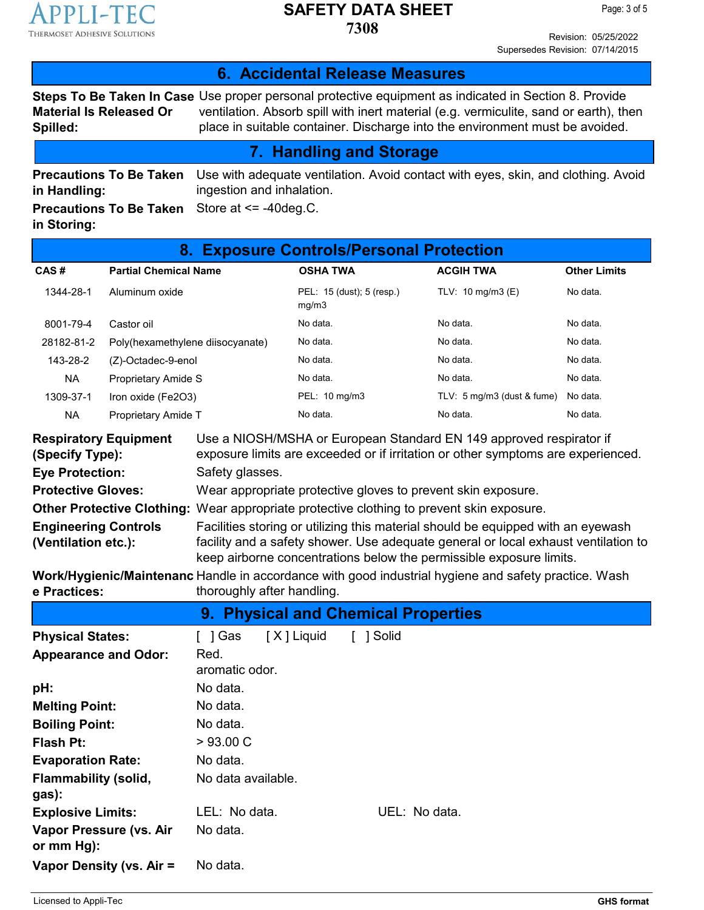## 6. Accidental Release Measures

**Steps To Be Taken In Case Material Is Released Or Spilled:** Use proper personal protective equipment as indicated in Section 8. Provide ventilation. Absorb spill with inert material (e.g. vermiculite, sand or earth), then place in suitable container. Discharge into the environment must be avoided.

## 7. Handling and Storage

**Precautions To Be Taken in Handling:** Use with adequate ventilation. Avoid contact with eyes, skin, and clothing. Avoid ingestion and inhalation.

**Precautions To Be Taken in Storing:** Store at <= -40deg.C.

## 8. Exposure Controls/Personal Protection

| CAS # | Partial Chemical Name | OSHA TWA | ACGIH TWA | Other Limits |
|---|---|---|---|---|
| 1344-28-1 | Aluminum oxide | PEL: 15 (dust); 5 (resp.) mg/m3 | TLV: 10 mg/m3 (E) | No data. |
| 8001-79-4 | Castor oil | No data. | No data. | No data. |
| 28182-81-2 | Poly(hexamethylene diisocyanate) | No data. | No data. | No data. |
| 143-28-2 | (Z)-Octadec-9-enol | No data. | No data. | No data. |
| NA | Proprietary Amide S | No data. | No data. | No data. |
| 1309-37-1 | Iron oxide ($Fe_2O_3$) | PEL: 10 mg/m3 | TLV: 5 mg/m3 (dust & fume) | No data. |
| NA | Proprietary Amide T | No data. | No data. | No data. |

**Respiratory Equipment (Specify Type):** Use a NIOSH/MSHA or European Standard EN 149 approved respirator if exposure limits are exceeded or if irritation or other symptoms are experienced.

**Eye Protection:** Safety glasses.

**Protective Gloves:** Wear appropriate protective gloves to prevent skin exposure.

**Other Protective Clothing:** Wear appropriate protective clothing to prevent skin exposure.

**Engineering Controls (Ventilation etc.):** Facilities storing or utilizing this material should be equipped with an eyewash facility and a safety shower. Use adequate general or local exhaust ventilation to keep airborne concentrations below the permissible exposure limits.

**Work/Hygienic/Maintenance Practices:** Handle in accordance with good industrial hygiene and safety practice. Wash thoroughly after handling.

## 9. Physical and Chemical Properties

**Physical States:** [ ] Gas [ X ] Liquid [ ] Solid

**Appearance and Odor:** Red.
aromatic odor.

**pH:** No data.

**Melting Point:** No data.

**Boiling Point:** No data.

**Flash Pt:** > 93.00 C

**Evaporation Rate:** No data.

**Flammability (solid, gas):** No data available.

**Explosive Limits:** LEL: No data. UEL: No data.

**Vapor Pressure (vs. Air or mm Hg):** No data.

**Vapor Density (vs. Air =** No data.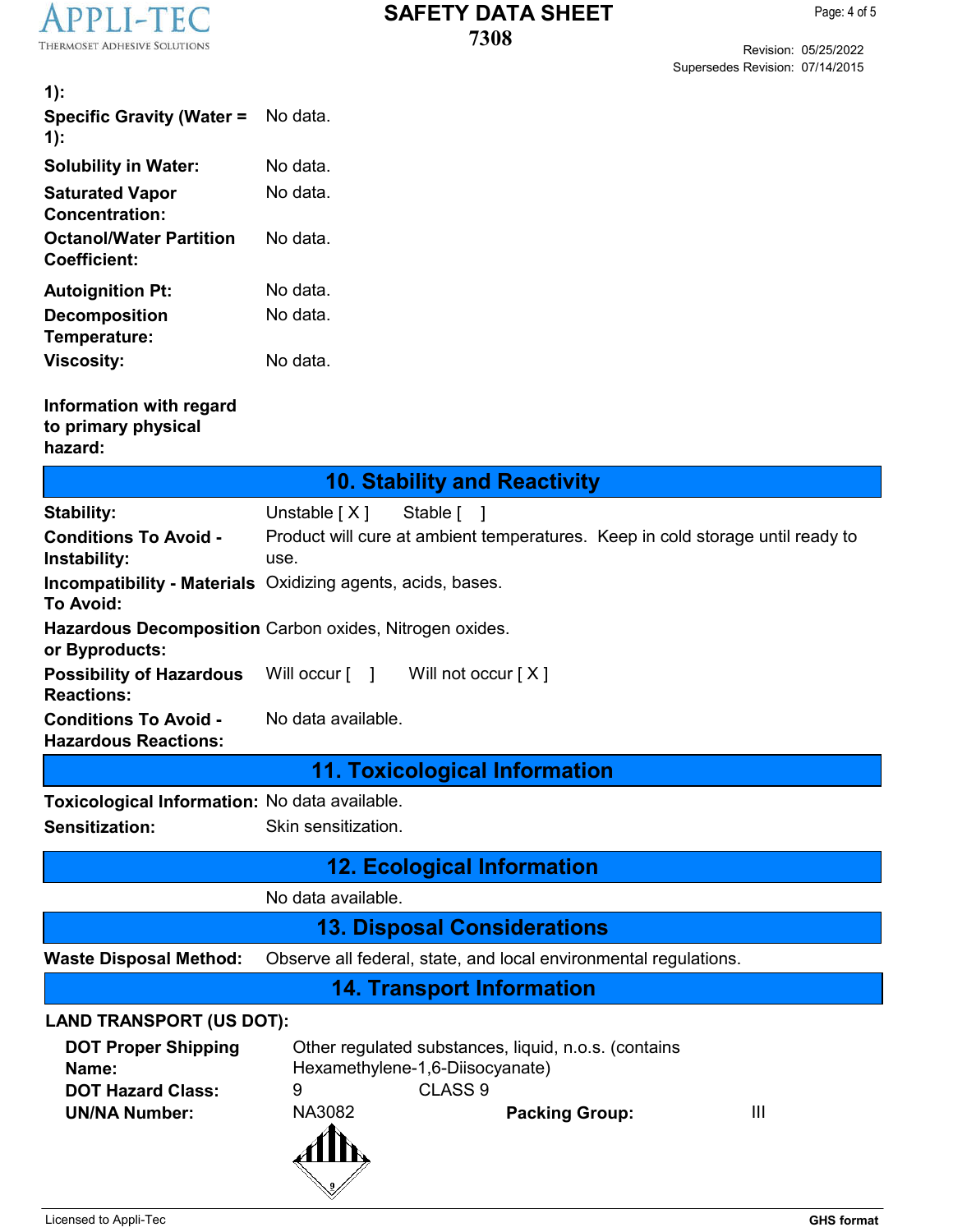| | |
|---|---|
| **1):** | |
| **Specific Gravity (Water = 1):** | No data. |
| **Solubility in Water:** | No data. |
| **Saturated Vapor Concentration:** | No data. |
| **Octanol/Water Partition Coefficient:** | No data. |
| **Autoignition Pt:** | No data. |
| **Decomposition Temperature:** | No data. |
| **Viscosity:** | No data. |

**Information with regard to primary physical hazard:**

## 10. Stability and Reactivity

| | |
|---|---|
| **Stability:** | Unstable [ X ]   Stable [ ] |
| **Conditions To Avoid - Instability:** | Product will cure at ambient temperatures. Keep in cold storage until ready to use. |
| **Incompatibility - Materials To Avoid:** | Oxidizing agents, acids, bases. |
| **Hazardous Decomposition or Byproducts:** | Carbon oxides, Nitrogen oxides. |
| **Possibility of Hazardous Reactions:** | Will occur [ ]   Will not occur [ X ] |
| **Conditions To Avoid - Hazardous Reactions:** | No data available. |

## 11. Toxicological Information

| | |
|---|---|
| **Toxicological Information:** | No data available. |
| **Sensitization:** | Skin sensitization. |

## 12. Ecological Information

No data available.

## 13. Disposal Considerations

**Waste Disposal Method:** Observe all federal, state, and local environmental regulations.

## 14. Transport Information

**LAND TRANSPORT (US DOT):**

| | | | |
|---|---|---|---|
| **DOT Proper Shipping Name:** | Other regulated substances, liquid, n.o.s. (contains Hexamethylene-1,6-Diisocyanate) | | |
| **DOT Hazard Class:** | 9   CLASS 9 | | |
| **UN/NA Number:** | NA3082 | **Packing Group:** | III |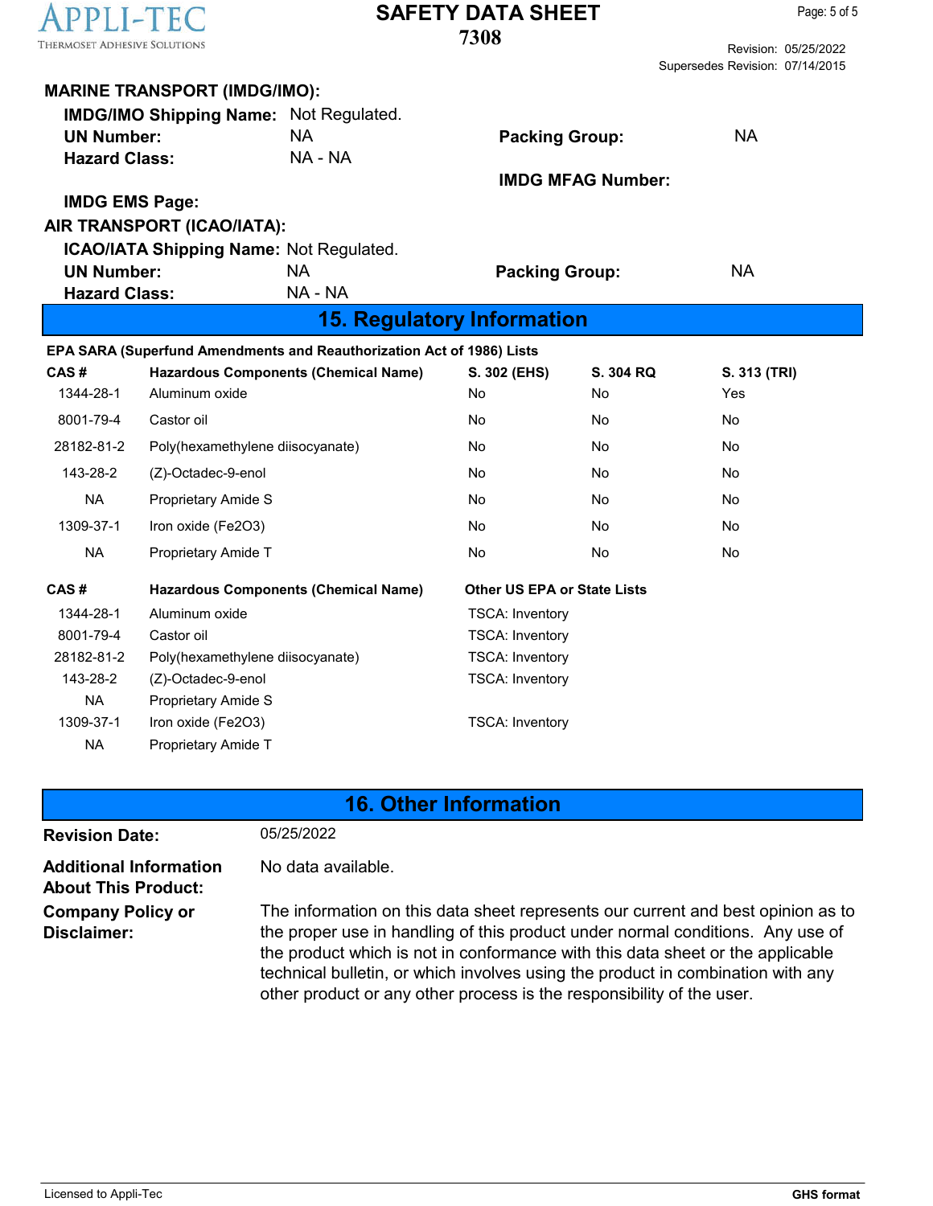### MARINE TRANSPORT (IMDG/IMO):

| | | | |
|---|---|---|---|
| **IMDG/IMO Shipping Name:** | Not Regulated. | | |
| **UN Number:** | NA | **Packing Group:** | NA |
| **Hazard Class:** | NA - NA | | |
| | | **IMDG MFAG Number:** | |
| **IMDG EMS Page:** | | | |

### AIR TRANSPORT (ICAO/IATA):

| | | | |
|---|---|---|---|
| **ICAO/IATA Shipping Name:** | Not Regulated. | | |
| **UN Number:** | NA | **Packing Group:** | NA |
| **Hazard Class:** | NA - NA | | |

## 15. Regulatory Information

**EPA SARA (Superfund Amendments and Reauthorization Act of 1986) Lists**

| CAS # | Hazardous Components (Chemical Name) | S. 302 (EHS) | S. 304 RQ | S. 313 (TRI) |
|---|---|---|---|---|
| 1344-28-1 | Aluminum oxide | No | No | Yes |
| 8001-79-4 | Castor oil | No | No | No |
| 28182-81-2 | Poly(hexamethylene diisocyanate) | No | No | No |
| 143-28-2 | (Z)-Octadec-9-enol | No | No | No |
| NA | Proprietary Amide S | No | No | No |
| 1309-37-1 | Iron oxide (Fe2O3) | No | No | No |
| NA | Proprietary Amide T | No | No | No |

| CAS # | Hazardous Components (Chemical Name) | Other US EPA or State Lists |
|---|---|---|
| 1344-28-1 | Aluminum oxide | TSCA: Inventory |
| 8001-79-4 | Castor oil | TSCA: Inventory |
| 28182-81-2 | Poly(hexamethylene diisocyanate) | TSCA: Inventory |
| 143-28-2 | (Z)-Octadec-9-enol | TSCA: Inventory |
| NA | Proprietary Amide S | |
| 1309-37-1 | Iron oxide (Fe2O3) | TSCA: Inventory |
| NA | Proprietary Amide T | |

## 16. Other Information

**Revision Date:** 05/25/2022

**Additional Information About This Product:** No data available.

**Company Policy or Disclaimer:** The information on this data sheet represents our current and best opinion as to the proper use in handling of this product under normal conditions. Any use of the product which is not in conformance with this data sheet or the applicable technical bulletin, or which involves using the product in combination with any other product or any other process is the responsibility of the user.